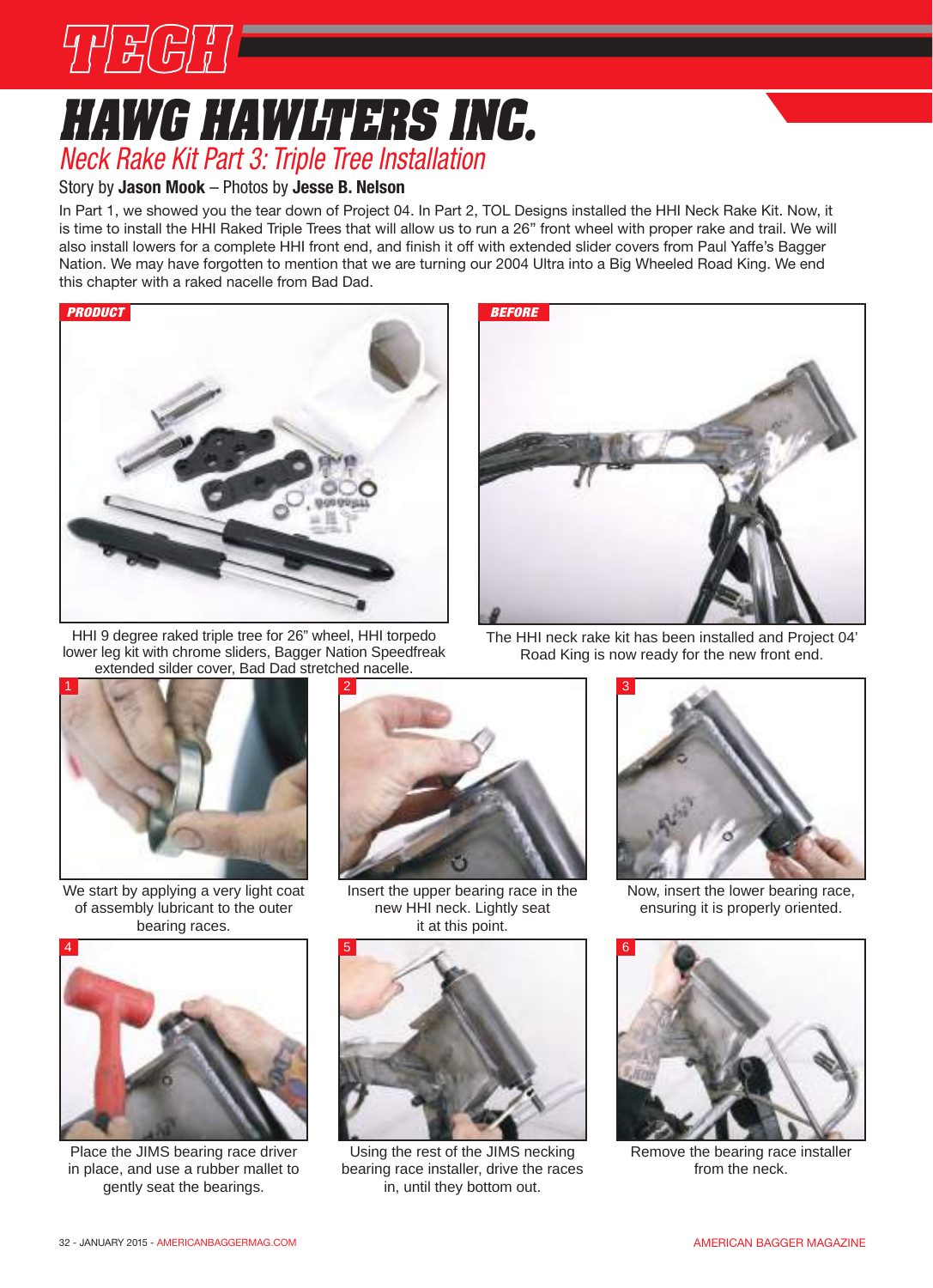# HAWG HAWLTERS INC.

## Neck Rake Kit Part 3: Triple Tree Installation

Story by **Jason Mook** – Photos by **Jesse B. Nelson**

In Part 1, we showed you the tear down of Project 04. In Part 2, TOL Designs installed the HHI Neck Rake Kit. Now, it is time to install the HHI Raked Triple Trees that will allow us to run a 26" front wheel with proper rake and trail. We will also install lowers for a complete HHI front end, and finish it off with extended slider covers from Paul Yaffe's Bagger Nation. We may have forgotten to mention that we are turning our 2004 Ultra into a Big Wheeled Road King. We end this chapter with a raked nacelle from Bad Dad.

**PRODUCT**

HHI 9 degree raked triple tree for 26" wheel, HHI torpedo lower leg kit with chrome sliders, Bagger Nation Speedfreak extended silder cover, Bad Dad stretched nacelle.

**BEFORE**

The HHI neck rake kit has been installed and Project 04' Road King is now ready for the new front end.

**1**

We start by applying a very light coat of assembly lubricant to the outer bearing races.

**2**

Insert the upper bearing race in the new HHI neck. Lightly seat it at this point.

**3**

Now, insert the lower bearing race, ensuring it is properly oriented.

**4**

Place the JIMS bearing race driver in place, and use a rubber mallet to gently seat the bearings.

**5**

Using the rest of the JIMS necking bearing race installer, drive the races in, until they bottom out.

**6**

Remove the bearing race installer from the neck.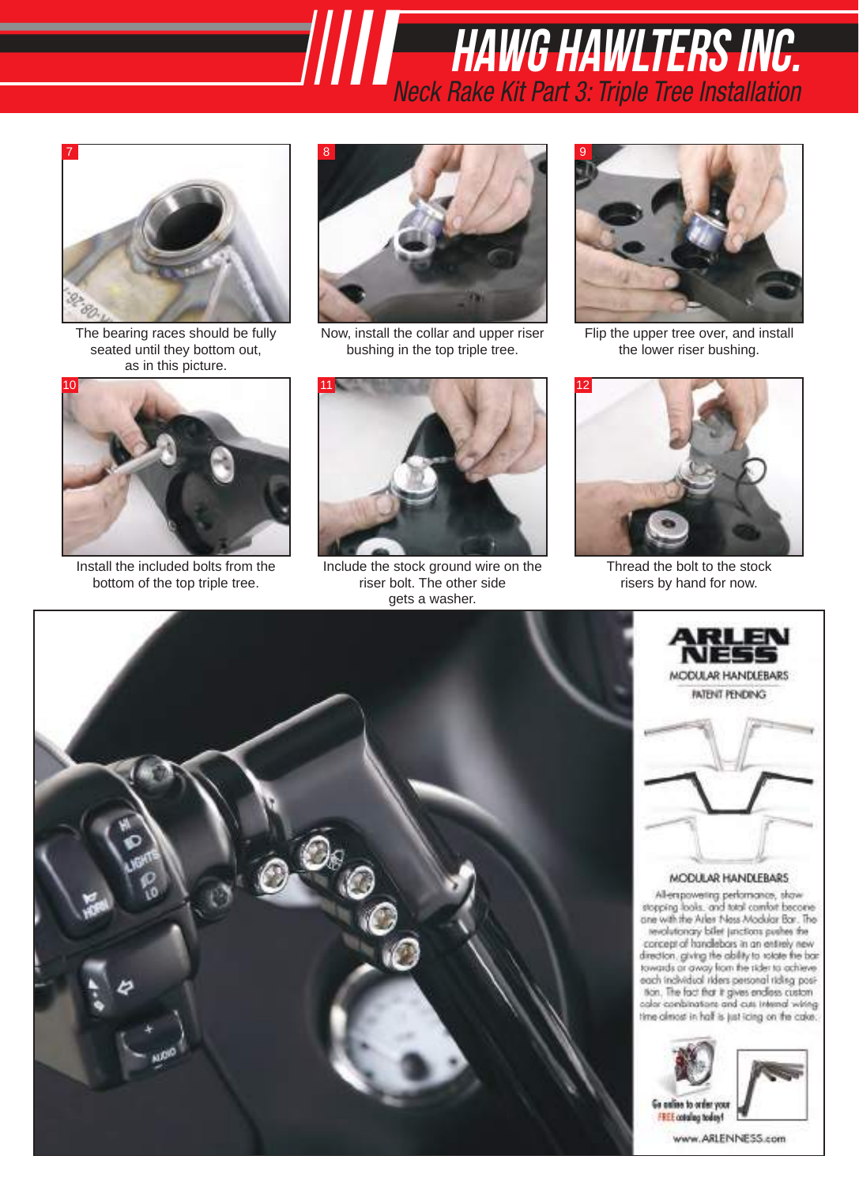# HAWG HAWLTERS INC.

## Neck Rake Kit Part 3: Triple Tree Installation

7 — The bearing races should be fully seated until they bottom out, as in this picture.

8 — Now, install the collar and upper riser bushing in the top triple tree.

9 — Flip the upper tree over, and install the lower riser bushing.

10 — Install the included bolts from the bottom of the top triple tree.

11 — Include the stock ground wire on the riser bolt. The other side gets a washer.

12 — Thread the bolt to the stock risers by hand for now.

**ARLEN NESS**

MODULAR HANDLEBARS
PATENT PENDING

MODULAR HANDLEBARS

All-empowering performance, show stopping looks, and total comfort become one with the Arlen Ness Modular Bar. The revolutionary billet junctions pushes the concept of handlebars in an entirely new direction, giving the ability to rotate the bar towards or away from the rider to achieve each individual riders personal riding position. The fact that it gives endless custom color combinations and cuts internal wiring time almost in half is just icing on the cake.

Go online to order your FREE catalog today!

www.ARLENNESS.com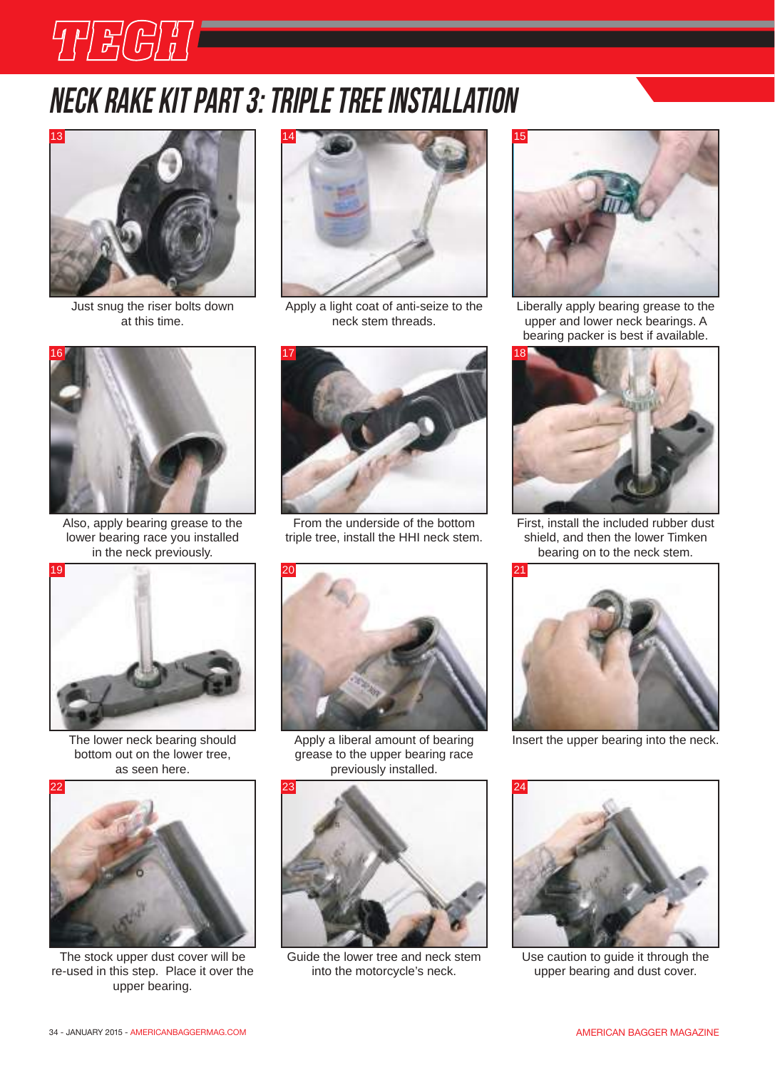# NECK RAKE KIT PART 3: TRIPLE TREE INSTALLATION

13 Just snug the riser bolts down at this time.

14 Apply a light coat of anti-seize to the neck stem threads.

15 Liberally apply bearing grease to the upper and lower neck bearings. A bearing packer is best if available.

16 Also, apply bearing grease to the lower bearing race you installed in the neck previously.

17 From the underside of the bottom triple tree, install the HHI neck stem.

18 First, install the included rubber dust shield, and then the lower Timken bearing on to the neck stem.

19 The lower neck bearing should bottom out on the lower tree, as seen here.

20 Apply a liberal amount of bearing grease to the upper bearing race previously installed.

21 Insert the upper bearing into the neck.

22 The stock upper dust cover will be re-used in this step. Place it over the upper bearing.

23 Guide the lower tree and neck stem into the motorcycle's neck.

24 Use caution to guide it through the upper bearing and dust cover.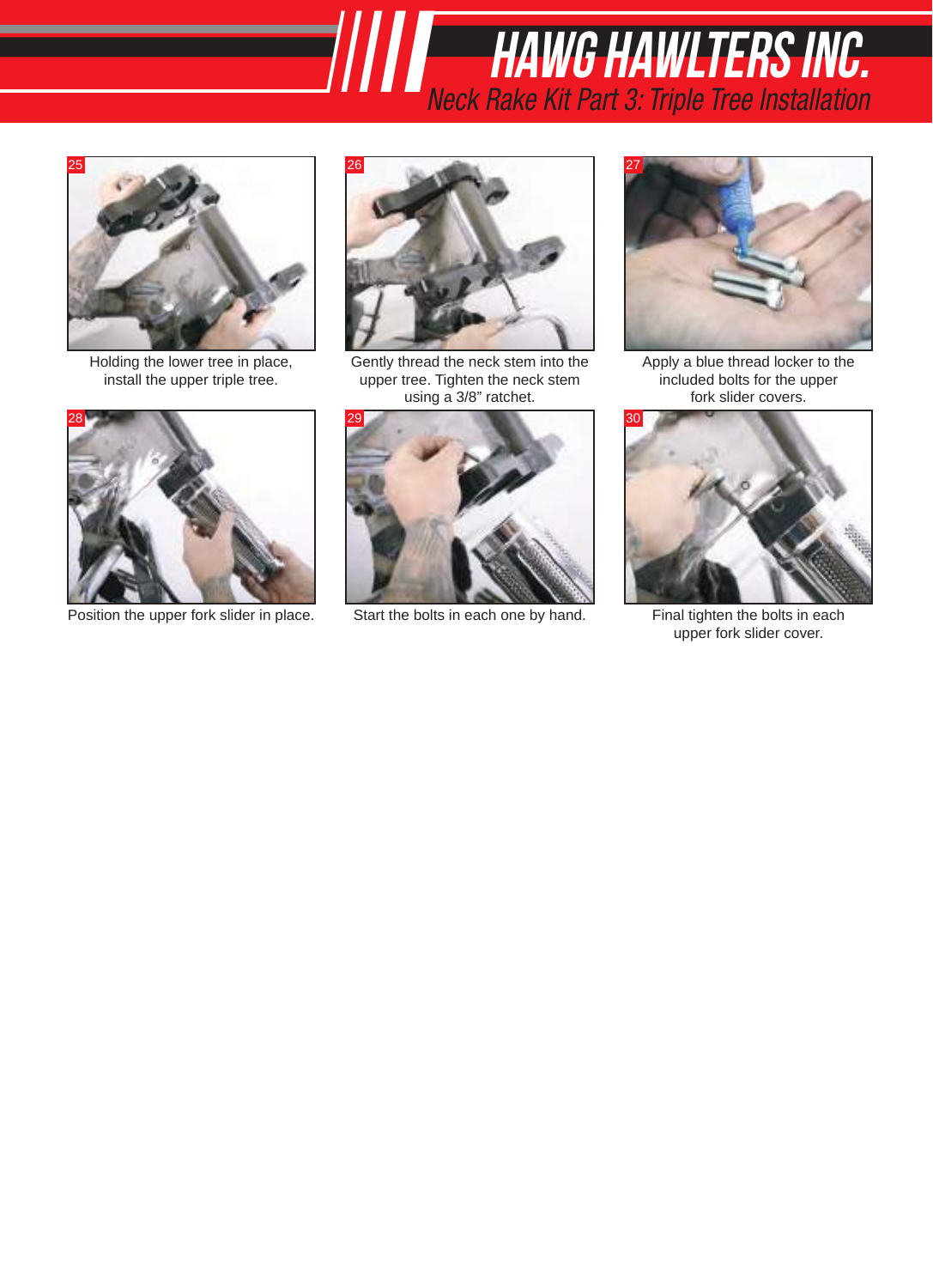# HAWG HAWLTERS INC.

## Neck Rake Kit Part 3: Triple Tree Installation

25

Holding the lower tree in place, install the upper triple tree.

26

Gently thread the neck stem into the upper tree. Tighten the neck stem using a 3/8" ratchet.

27

Apply a blue thread locker to the included bolts for the upper fork slider covers.

28

Position the upper fork slider in place.

29

Start the bolts in each one by hand.

30

Final tighten the bolts in each upper fork slider cover.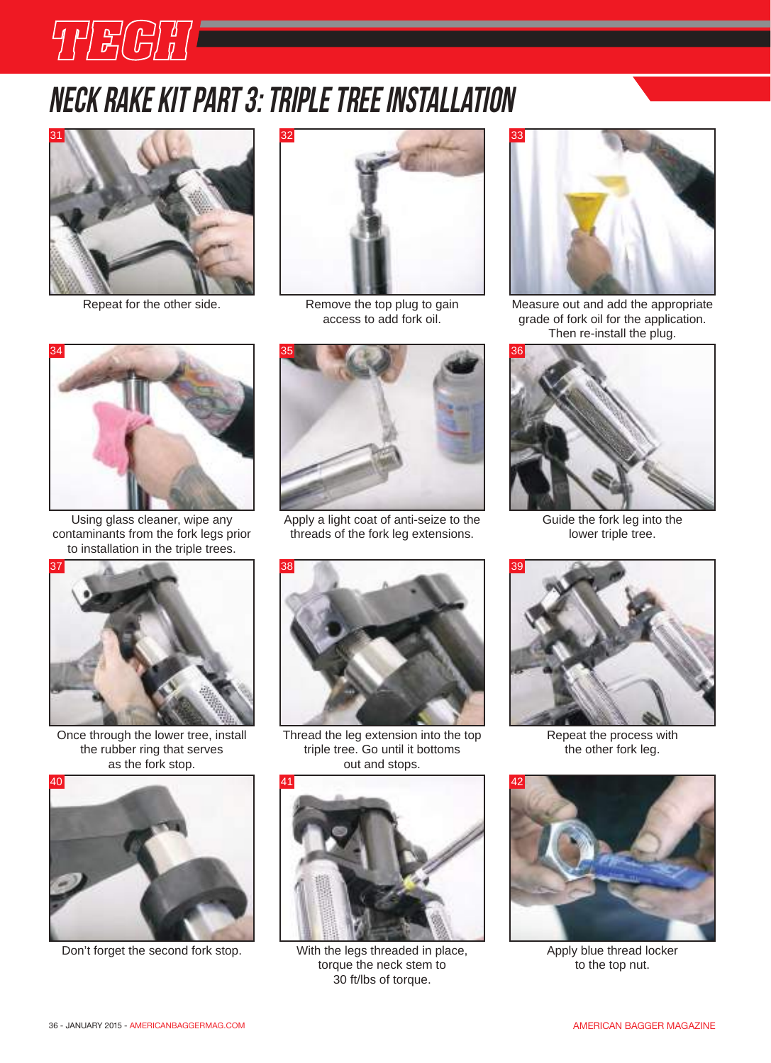# NECK RAKE KIT PART 3: TRIPLE TREE INSTALLATION

31 Repeat for the other side.

32 Remove the top plug to gain access to add fork oil.

33 Measure out and add the appropriate grade of fork oil for the application. Then re-install the plug.

34 Using glass cleaner, wipe any contaminants from the fork legs prior to installation in the triple trees.

35 Apply a light coat of anti-seize to the threads of the fork leg extensions.

36 Guide the fork leg into the lower triple tree.

37 Once through the lower tree, install the rubber ring that serves as the fork stop.

38 Thread the leg extension into the top triple tree. Go until it bottoms out and stops.

39 Repeat the process with the other fork leg.

40 Don't forget the second fork stop.

41 With the legs threaded in place, torque the neck stem to 30 ft/lbs of torque.

42 Apply blue thread locker to the top nut.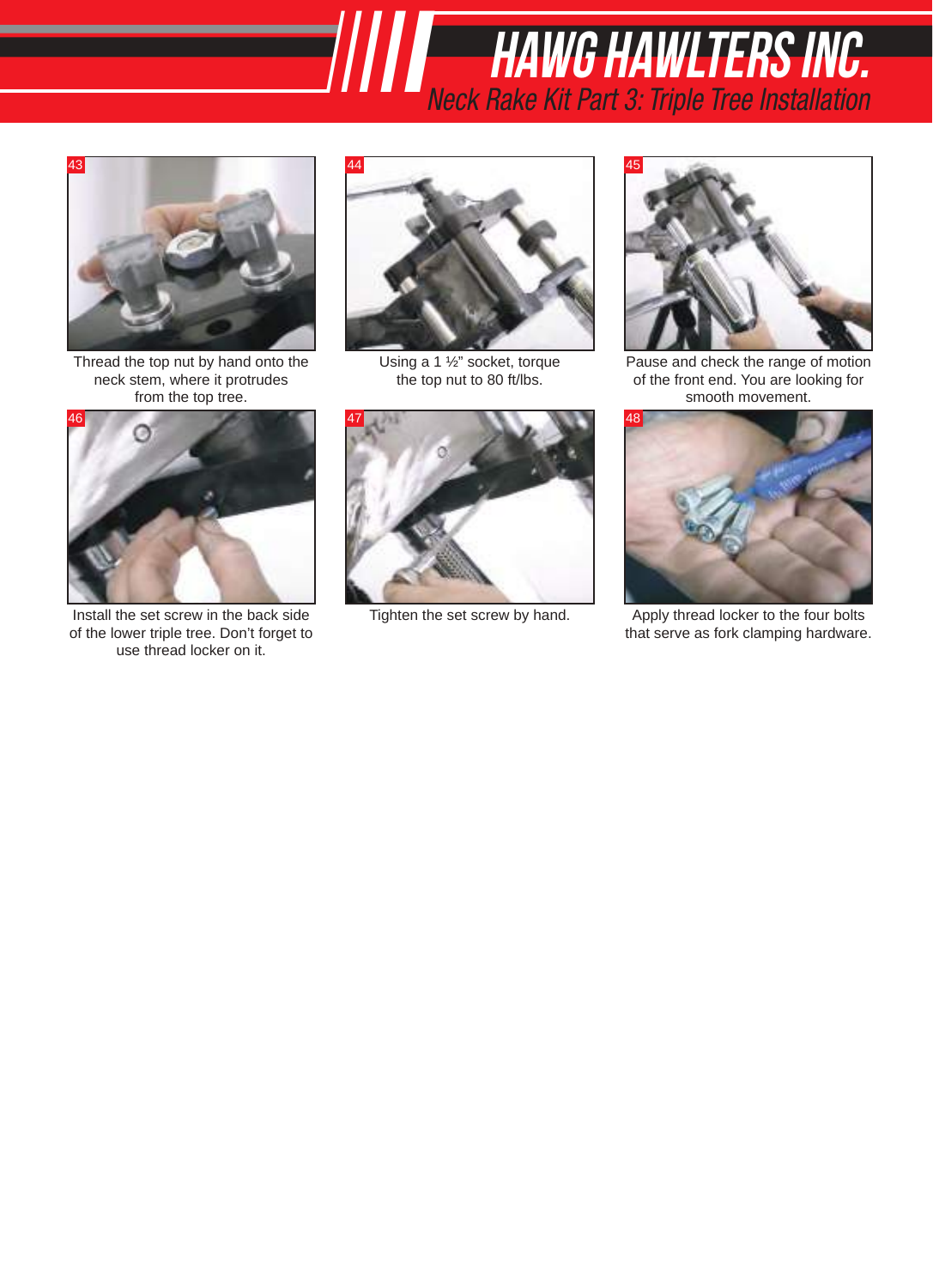43

Thread the top nut by hand onto the neck stem, where it protrudes from the top tree.

44

Using a 1 ½" socket, torque the top nut to 80 ft/lbs.

45

Pause and check the range of motion of the front end. You are looking for smooth movement.

46

Install the set screw in the back side of the lower triple tree. Don't forget to use thread locker on it.

47

Tighten the set screw by hand.

48

Apply thread locker to the four bolts that serve as fork clamping hardware.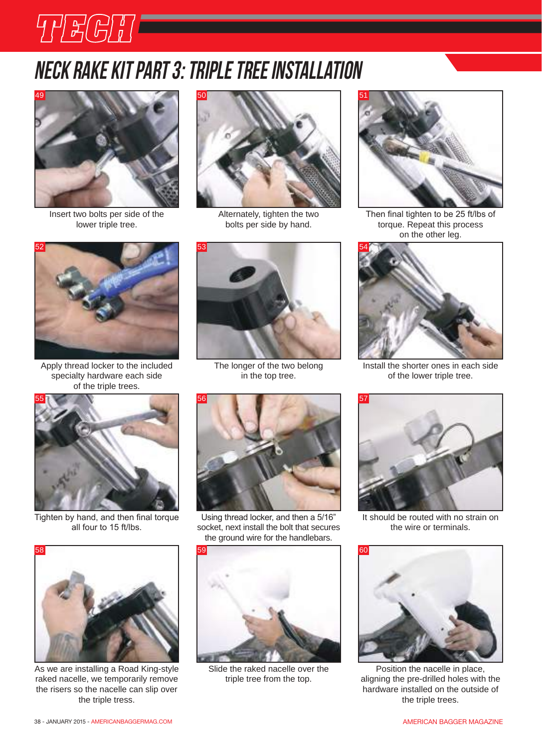# NECK RAKE KIT PART 3: TRIPLE TREE INSTALLATION

49

Insert two bolts per side of the lower triple tree.

50

Alternately, tighten the two bolts per side by hand.

51

Then final tighten to be 25 ft/lbs of torque. Repeat this process on the other leg.

52

Apply thread locker to the included specialty hardware each side of the triple trees.

53

The longer of the two belong in the top tree.

54

Install the shorter ones in each side of the lower triple tree.

55

Tighten by hand, and then final torque all four to 15 ft/lbs.

56

Using thread locker, and then a 5/16" socket, next install the bolt that secures the ground wire for the handlebars.

57

It should be routed with no strain on the wire or terminals.

58

As we are installing a Road King-style raked nacelle, we temporarily remove the risers so the nacelle can slip over the triple tress.

59

Slide the raked nacelle over the triple tree from the top.

60

Position the nacelle in place, aligning the pre-drilled holes with the hardware installed on the outside of the triple trees.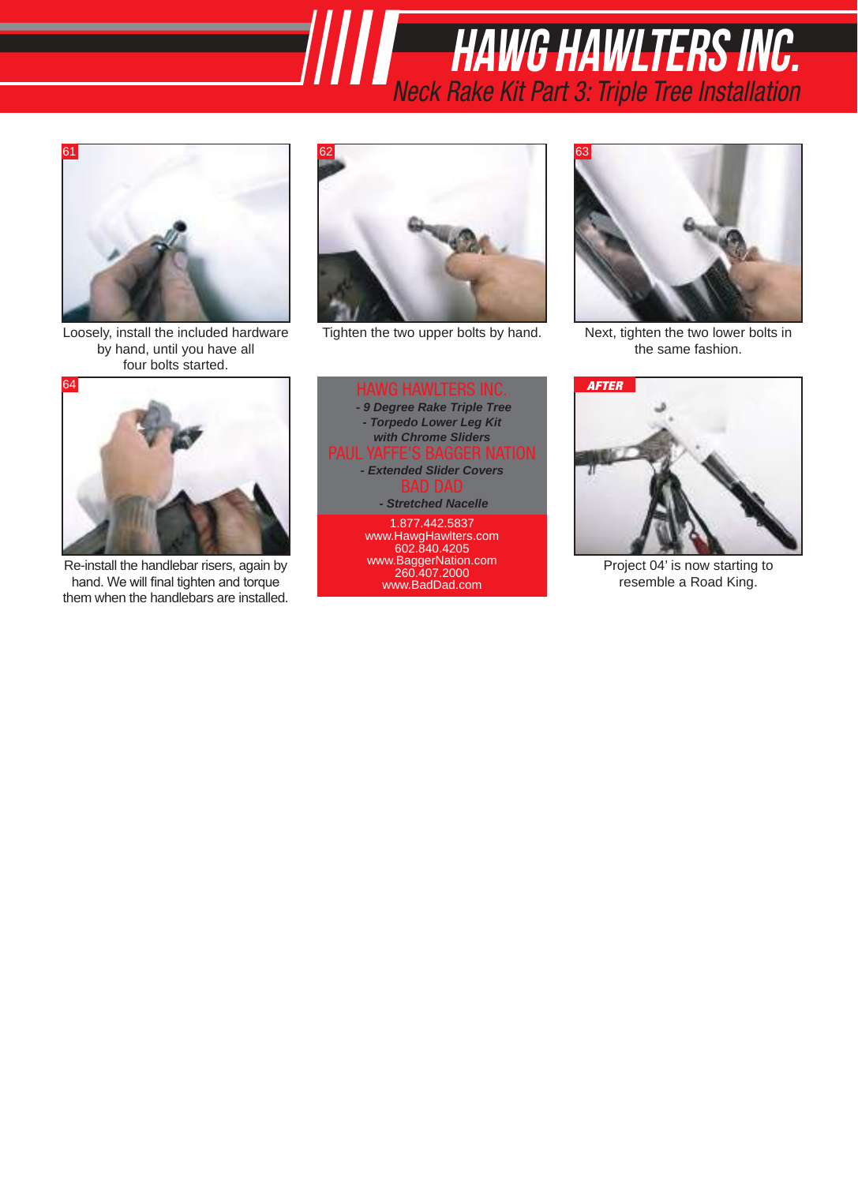# HAWG HAWLTERS INC.

## Neck Rake Kit Part 3: Triple Tree Installation

61

Loosely, install the included hardware by hand, until you have all four bolts started.

62

Tighten the two upper bolts by hand.

63

Next, tighten the two lower bolts in the same fashion.

64

Re-install the handlebar risers, again by hand. We will final tighten and torque them when the handlebars are installed.

**HAWG HAWLTERS INC.**

*- 9 Degree Rake Triple Tree*
*- Torpedo Lower Leg Kit with Chrome Sliders*

**PAUL YAFFE'S BAGGER NATION**

*- Extended Slider Covers*

**BAD DAD**

*- Stretched Nacelle*

1.877.442.5837
www.HawgHawlters.com
602.840.4205
www.BaggerNation.com
260.407.2000
www.BadDad.com

AFTER

Project 04' is now starting to resemble a Road King.